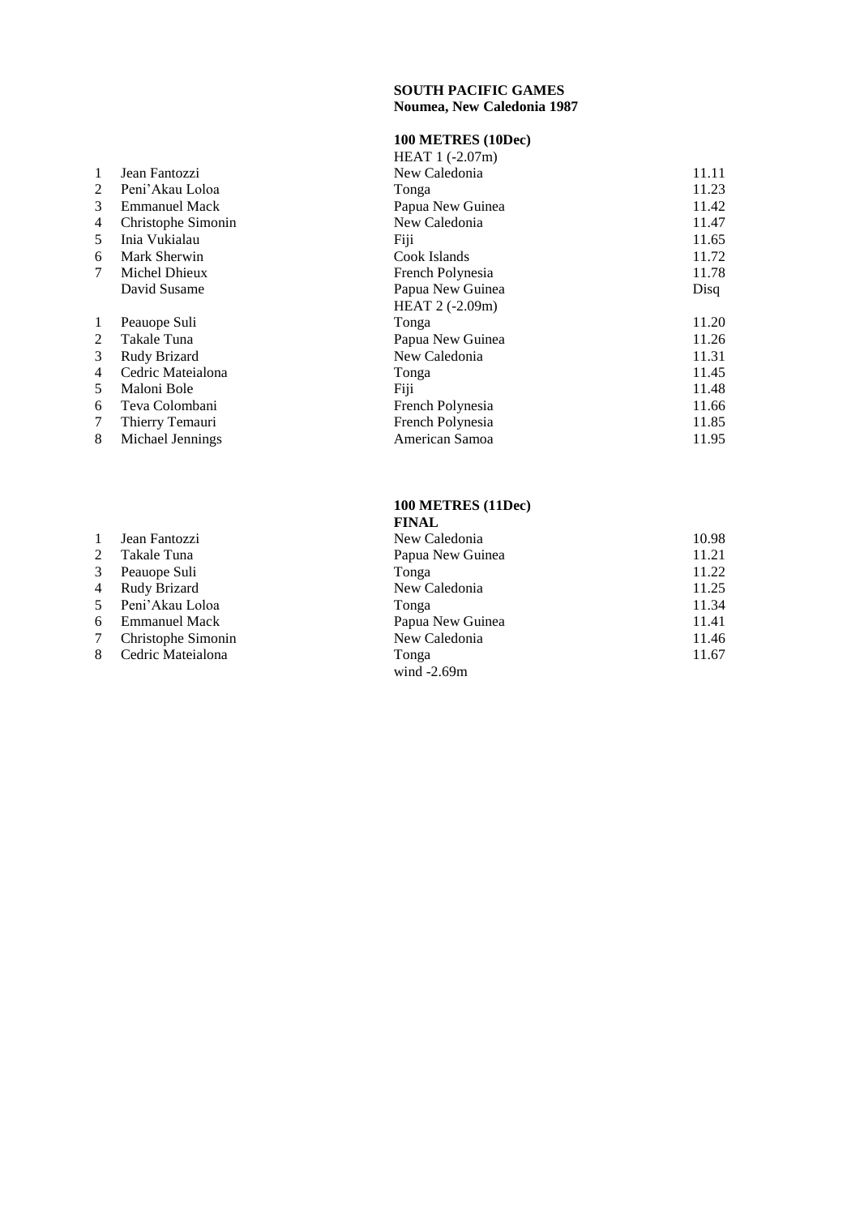**SOUTH PACIFIC GAMES**
**Noumea, New Caledonia 1987**

**100 METRES (10Dec)**

HEAT 1 (-2.07m)

| | | | |
|---|---|---|---|
| 1 | Jean Fantozzi | New Caledonia | 11.11 |
| 2 | Peni'Akau Loloa | Tonga | 11.23 |
| 3 | Emmanuel Mack | Papua New Guinea | 11.42 |
| 4 | Christophe Simonin | New Caledonia | 11.47 |
| 5 | Inia Vukialau | Fiji | 11.65 |
| 6 | Mark Sherwin | Cook Islands | 11.72 |
| 7 | Michel Dhieux | French Polynesia | 11.78 |
| | David Susame | Papua New Guinea | Disq |

HEAT 2 (-2.09m)

| | | | |
|---|---|---|---|
| 1 | Peauope Suli | Tonga | 11.20 |
| 2 | Takale Tuna | Papua New Guinea | 11.26 |
| 3 | Rudy Brizard | New Caledonia | 11.31 |
| 4 | Cedric Mateialona | Tonga | 11.45 |
| 5 | Maloni Bole | Fiji | 11.48 |
| 6 | Teva Colombani | French Polynesia | 11.66 |
| 7 | Thierry Temauri | French Polynesia | 11.85 |
| 8 | Michael Jennings | American Samoa | 11.95 |

**100 METRES (11Dec)**

**FINAL**

| | | | |
|---|---|---|---|
| 1 | Jean Fantozzi | New Caledonia | 10.98 |
| 2 | Takale Tuna | Papua New Guinea | 11.21 |
| 3 | Peauope Suli | Tonga | 11.22 |
| 4 | Rudy Brizard | New Caledonia | 11.25 |
| 5 | Peni'Akau Loloa | Tonga | 11.34 |
| 6 | Emmanuel Mack | Papua New Guinea | 11.41 |
| 7 | Christophe Simonin | New Caledonia | 11.46 |
| 8 | Cedric Mateialona | Tonga | 11.67 |

wind -2.69m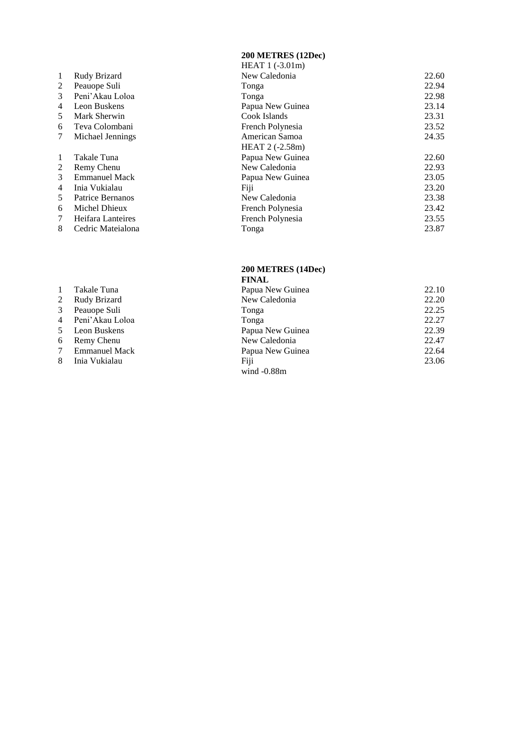## 200 METRES (12Dec)

HEAT 1 (-3.01m)

| | | | |
|---|---|---|---|
| 1 | Rudy Brizard | New Caledonia | 22.60 |
| 2 | Peauope Suli | Tonga | 22.94 |
| 3 | Peni'Akau Loloa | Tonga | 22.98 |
| 4 | Leon Buskens | Papua New Guinea | 23.14 |
| 5 | Mark Sherwin | Cook Islands | 23.31 |
| 6 | Teva Colombani | French Polynesia | 23.52 |
| 7 | Michael Jennings | American Samoa | 24.35 |

HEAT 2 (-2.58m)

| | | | |
|---|---|---|---|
| 1 | Takale Tuna | Papua New Guinea | 22.60 |
| 2 | Remy Chenu | New Caledonia | 22.93 |
| 3 | Emmanuel Mack | Papua New Guinea | 23.05 |
| 4 | Inia Vukialau | Fiji | 23.20 |
| 5 | Patrice Bernanos | New Caledonia | 23.38 |
| 6 | Michel Dhieux | French Polynesia | 23.42 |
| 7 | Heifara Lanteires | French Polynesia | 23.55 |
| 8 | Cedric Mateialona | Tonga | 23.87 |

## 200 METRES (14Dec)

**FINAL**

| | | | |
|---|---|---|---|
| 1 | Takale Tuna | Papua New Guinea | 22.10 |
| 2 | Rudy Brizard | New Caledonia | 22.20 |
| 3 | Peauope Suli | Tonga | 22.25 |
| 4 | Peni'Akau Loloa | Tonga | 22.27 |
| 5 | Leon Buskens | Papua New Guinea | 22.39 |
| 6 | Remy Chenu | New Caledonia | 22.47 |
| 7 | Emmanuel Mack | Papua New Guinea | 22.64 |
| 8 | Inia Vukialau | Fiji | 23.06 |

wind -0.88m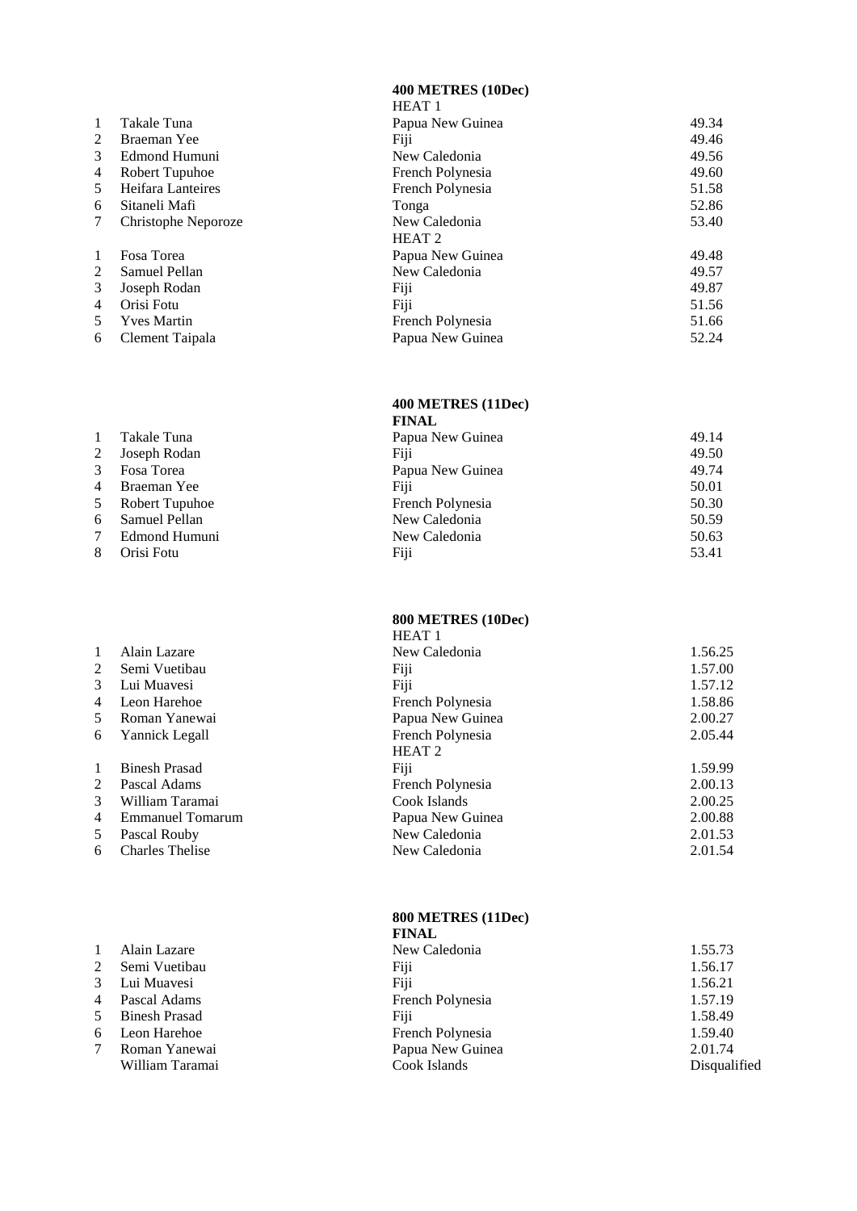## 400 METRES (10Dec)

HEAT 1

| | | | |
|---|---|---|---|
| 1 | Takale Tuna | Papua New Guinea | 49.34 |
| 2 | Braeman Yee | Fiji | 49.46 |
| 3 | Edmond Humuni | New Caledonia | 49.56 |
| 4 | Robert Tupuhoe | French Polynesia | 49.60 |
| 5 | Heifara Lanteires | French Polynesia | 51.58 |
| 6 | Sitaneli Mafi | Tonga | 52.86 |
| 7 | Christophe Neporoze | New Caledonia | 53.40 |

HEAT 2

| | | | |
|---|---|---|---|
| 1 | Fosa Torea | Papua New Guinea | 49.48 |
| 2 | Samuel Pellan | New Caledonia | 49.57 |
| 3 | Joseph Rodan | Fiji | 49.87 |
| 4 | Orisi Fotu | Fiji | 51.56 |
| 5 | Yves Martin | French Polynesia | 51.66 |
| 6 | Clement Taipala | Papua New Guinea | 52.24 |

## 400 METRES (11Dec)

**FINAL**

| | | | |
|---|---|---|---|
| 1 | Takale Tuna | Papua New Guinea | 49.14 |
| 2 | Joseph Rodan | Fiji | 49.50 |
| 3 | Fosa Torea | Papua New Guinea | 49.74 |
| 4 | Braeman Yee | Fiji | 50.01 |
| 5 | Robert Tupuhoe | French Polynesia | 50.30 |
| 6 | Samuel Pellan | New Caledonia | 50.59 |
| 7 | Edmond Humuni | New Caledonia | 50.63 |
| 8 | Orisi Fotu | Fiji | 53.41 |

## 800 METRES (10Dec)

HEAT 1

| | | | |
|---|---|---|---|
| 1 | Alain Lazare | New Caledonia | 1.56.25 |
| 2 | Semi Vuetibau | Fiji | 1.57.00 |
| 3 | Lui Muavesi | Fiji | 1.57.12 |
| 4 | Leon Harehoe | French Polynesia | 1.58.86 |
| 5 | Roman Yanewai | Papua New Guinea | 2.00.27 |
| 6 | Yannick Legall | French Polynesia | 2.05.44 |

HEAT 2

| | | | |
|---|---|---|---|
| 1 | Binesh Prasad | Fiji | 1.59.99 |
| 2 | Pascal Adams | French Polynesia | 2.00.13 |
| 3 | William Taramai | Cook Islands | 2.00.25 |
| 4 | Emmanuel Tomarum | Papua New Guinea | 2.00.88 |
| 5 | Pascal Rouby | New Caledonia | 2.01.53 |
| 6 | Charles Thelise | New Caledonia | 2.01.54 |

## 800 METRES (11Dec)

**FINAL**

| | | | |
|---|---|---|---|
| 1 | Alain Lazare | New Caledonia | 1.55.73 |
| 2 | Semi Vuetibau | Fiji | 1.56.17 |
| 3 | Lui Muavesi | Fiji | 1.56.21 |
| 4 | Pascal Adams | French Polynesia | 1.57.19 |
| 5 | Binesh Prasad | Fiji | 1.58.49 |
| 6 | Leon Harehoe | French Polynesia | 1.59.40 |
| 7 | Roman Yanewai | Papua New Guinea | 2.01.74 |
| | William Taramai | Cook Islands | Disqualified |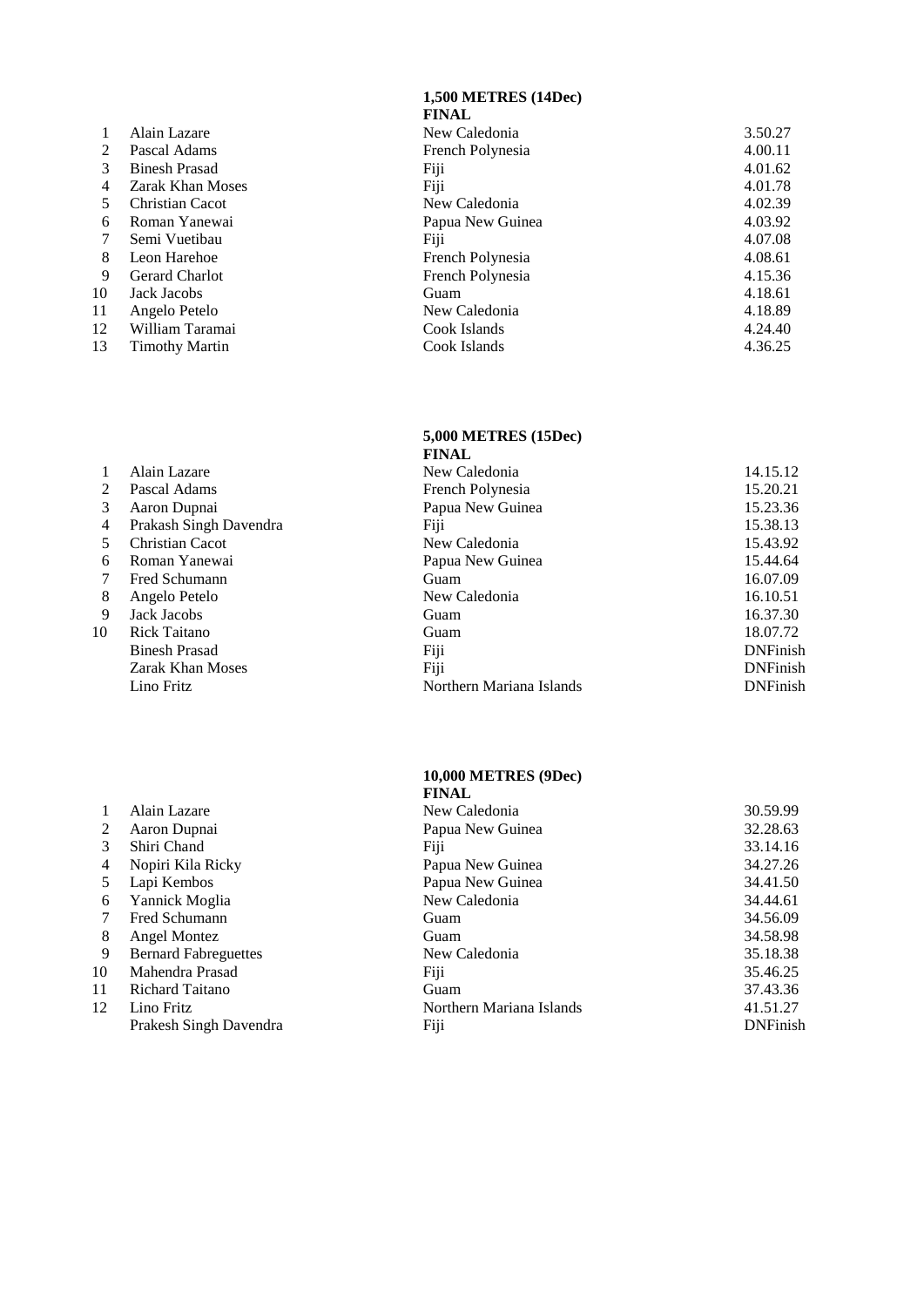## 1,500 METRES (14Dec)

### FINAL

| | | | |
|---|---|---|---|
| 1 | Alain Lazare | New Caledonia | 3.50.27 |
| 2 | Pascal Adams | French Polynesia | 4.00.11 |
| 3 | Binesh Prasad | Fiji | 4.01.62 |
| 4 | Zarak Khan Moses | Fiji | 4.01.78 |
| 5 | Christian Cacot | New Caledonia | 4.02.39 |
| 6 | Roman Yanewai | Papua New Guinea | 4.03.92 |
| 7 | Semi Vuetibau | Fiji | 4.07.08 |
| 8 | Leon Harehoe | French Polynesia | 4.08.61 |
| 9 | Gerard Charlot | French Polynesia | 4.15.36 |
| 10 | Jack Jacobs | Guam | 4.18.61 |
| 11 | Angelo Petelo | New Caledonia | 4.18.89 |
| 12 | William Taramai | Cook Islands | 4.24.40 |
| 13 | Timothy Martin | Cook Islands | 4.36.25 |

## 5,000 METRES (15Dec)

### FINAL

| | | | |
|---|---|---|---|
| 1 | Alain Lazare | New Caledonia | 14.15.12 |
| 2 | Pascal Adams | French Polynesia | 15.20.21 |
| 3 | Aaron Dupnai | Papua New Guinea | 15.23.36 |
| 4 | Prakash Singh Davendra | Fiji | 15.38.13 |
| 5 | Christian Cacot | New Caledonia | 15.43.92 |
| 6 | Roman Yanewai | Papua New Guinea | 15.44.64 |
| 7 | Fred Schumann | Guam | 16.07.09 |
| 8 | Angelo Petelo | New Caledonia | 16.10.51 |
| 9 | Jack Jacobs | Guam | 16.37.30 |
| 10 | Rick Taitano | Guam | 18.07.72 |
| | Binesh Prasad | Fiji | DNFinish |
| | Zarak Khan Moses | Fiji | DNFinish |
| | Lino Fritz | Northern Mariana Islands | DNFinish |

## 10,000 METRES (9Dec)

### FINAL

| | | | |
|---|---|---|---|
| 1 | Alain Lazare | New Caledonia | 30.59.99 |
| 2 | Aaron Dupnai | Papua New Guinea | 32.28.63 |
| 3 | Shiri Chand | Fiji | 33.14.16 |
| 4 | Nopiri Kila Ricky | Papua New Guinea | 34.27.26 |
| 5 | Lapi Kembos | Papua New Guinea | 34.41.50 |
| 6 | Yannick Moglia | New Caledonia | 34.44.61 |
| 7 | Fred Schumann | Guam | 34.56.09 |
| 8 | Angel Montez | Guam | 34.58.98 |
| 9 | Bernard Fabreguettes | New Caledonia | 35.18.38 |
| 10 | Mahendra Prasad | Fiji | 35.46.25 |
| 11 | Richard Taitano | Guam | 37.43.36 |
| 12 | Lino Fritz | Northern Mariana Islands | 41.51.27 |
| | Prakesh Singh Davendra | Fiji | DNFinish |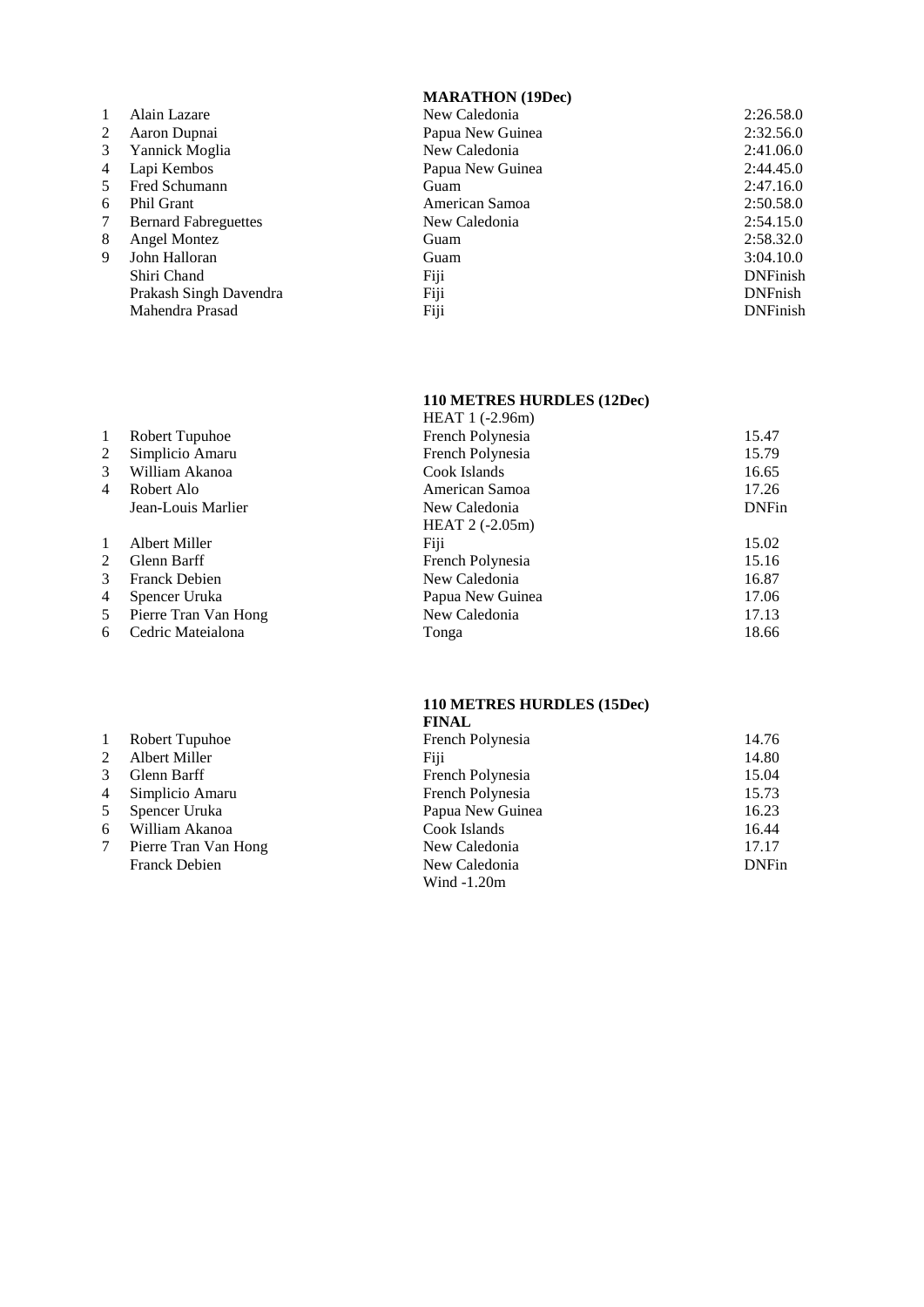## MARATHON (19Dec)

| | | | |
|---|---|---|---|
| 1 | Alain Lazare | New Caledonia | 2:26.58.0 |
| 2 | Aaron Dupnai | Papua New Guinea | 2:32.56.0 |
| 3 | Yannick Moglia | New Caledonia | 2:41.06.0 |
| 4 | Lapi Kembos | Papua New Guinea | 2:44.45.0 |
| 5 | Fred Schumann | Guam | 2:47.16.0 |
| 6 | Phil Grant | American Samoa | 2:50.58.0 |
| 7 | Bernard Fabreguettes | New Caledonia | 2:54.15.0 |
| 8 | Angel Montez | Guam | 2:58.32.0 |
| 9 | John Halloran | Guam | 3:04.10.0 |
| | Shiri Chand | Fiji | DNFinish |
| | Prakash Singh Davendra | Fiji | DNFnish |
| | Mahendra Prasad | Fiji | DNFinish |

## 110 METRES HURDLES (12Dec)

| | | | |
|---|---|---|---|
| | | HEAT 1 (-2.96m) | |
| 1 | Robert Tupuhoe | French Polynesia | 15.47 |
| 2 | Simplicio Amaru | French Polynesia | 15.79 |
| 3 | William Akanoa | Cook Islands | 16.65 |
| 4 | Robert Alo | American Samoa | 17.26 |
| | Jean-Louis Marlier | New Caledonia | DNFin |
| | | HEAT 2 (-2.05m) | |
| 1 | Albert Miller | Fiji | 15.02 |
| 2 | Glenn Barff | French Polynesia | 15.16 |
| 3 | Franck Debien | New Caledonia | 16.87 |
| 4 | Spencer Uruka | Papua New Guinea | 17.06 |
| 5 | Pierre Tran Van Hong | New Caledonia | 17.13 |
| 6 | Cedric Mateialona | Tonga | 18.66 |

## 110 METRES HURDLES (15Dec)

**FINAL**

| | | | |
|---|---|---|---|
| 1 | Robert Tupuhoe | French Polynesia | 14.76 |
| 2 | Albert Miller | Fiji | 14.80 |
| 3 | Glenn Barff | French Polynesia | 15.04 |
| 4 | Simplicio Amaru | French Polynesia | 15.73 |
| 5 | Spencer Uruka | Papua New Guinea | 16.23 |
| 6 | William Akanoa | Cook Islands | 16.44 |
| 7 | Pierre Tran Van Hong | New Caledonia | 17.17 |
| | Franck Debien | New Caledonia | DNFin |
| | | Wind -1.20m | |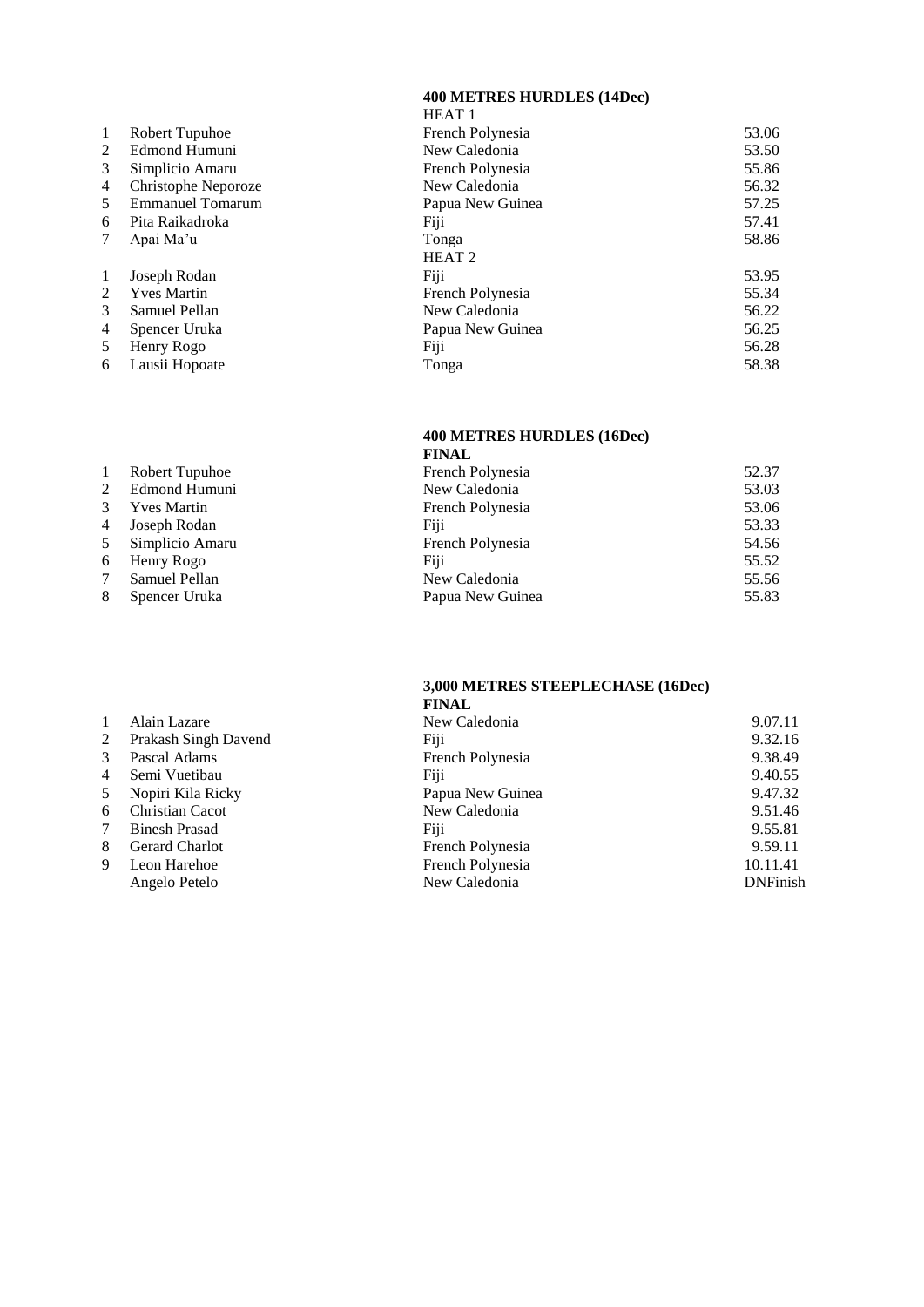**400 METRES HURDLES (14Dec)**

HEAT 1

| | | | |
|---|---|---|---|
| 1 | Robert Tupuhoe | French Polynesia | 53.06 |
| 2 | Edmond Humuni | New Caledonia | 53.50 |
| 3 | Simplicio Amaru | French Polynesia | 55.86 |
| 4 | Christophe Neporoze | New Caledonia | 56.32 |
| 5 | Emmanuel Tomarum | Papua New Guinea | 57.25 |
| 6 | Pita Raikadroka | Fiji | 57.41 |
| 7 | Apai Ma'u | Tonga | 58.86 |

HEAT 2

| | | | |
|---|---|---|---|
| 1 | Joseph Rodan | Fiji | 53.95 |
| 2 | Yves Martin | French Polynesia | 55.34 |
| 3 | Samuel Pellan | New Caledonia | 56.22 |
| 4 | Spencer Uruka | Papua New Guinea | 56.25 |
| 5 | Henry Rogo | Fiji | 56.28 |
| 6 | Lausii Hopoate | Tonga | 58.38 |

**400 METRES HURDLES (16Dec)**

**FINAL**

| | | | |
|---|---|---|---|
| 1 | Robert Tupuhoe | French Polynesia | 52.37 |
| 2 | Edmond Humuni | New Caledonia | 53.03 |
| 3 | Yves Martin | French Polynesia | 53.06 |
| 4 | Joseph Rodan | Fiji | 53.33 |
| 5 | Simplicio Amaru | French Polynesia | 54.56 |
| 6 | Henry Rogo | Fiji | 55.52 |
| 7 | Samuel Pellan | New Caledonia | 55.56 |
| 8 | Spencer Uruka | Papua New Guinea | 55.83 |

**3,000 METRES STEEPLECHASE (16Dec)**

**FINAL**

| | | | |
|---|---|---|---|
| 1 | Alain Lazare | New Caledonia | 9.07.11 |
| 2 | Prakash Singh Davend | Fiji | 9.32.16 |
| 3 | Pascal Adams | French Polynesia | 9.38.49 |
| 4 | Semi Vuetibau | Fiji | 9.40.55 |
| 5 | Nopiri Kila Ricky | Papua New Guinea | 9.47.32 |
| 6 | Christian Cacot | New Caledonia | 9.51.46 |
| 7 | Binesh Prasad | Fiji | 9.55.81 |
| 8 | Gerard Charlot | French Polynesia | 9.59.11 |
| 9 | Leon Harehoe | French Polynesia | 10.11.41 |
| | Angelo Petelo | New Caledonia | DNFinish |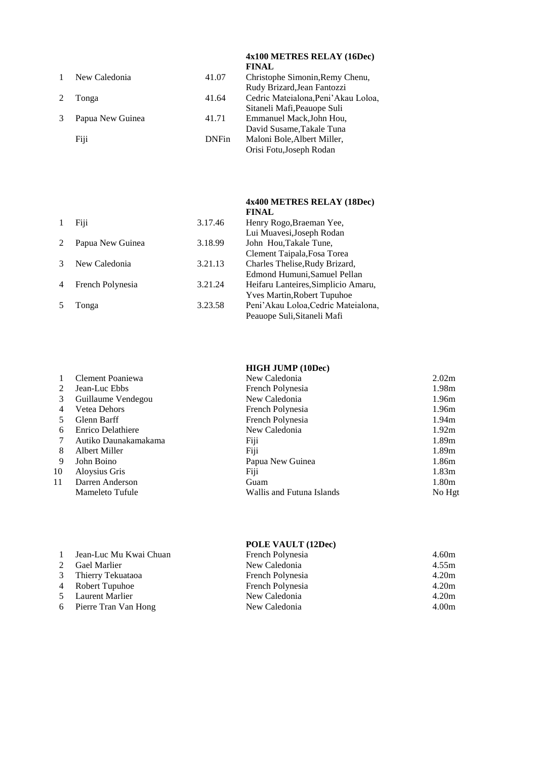### 4x100 METRES RELAY (16Dec)

**FINAL**

| Pos | Team | Time | Athletes |
|---|---|---|---|
| 1 | New Caledonia | 41.07 | Christophe Simonin,Remy Chenu, Rudy Brizard,Jean Fantozzi |
| 2 | Tonga | 41.64 | Cedric Mateialona,Peni'Akau Loloa, Sitaneli Mafi,Peauope Suli |
| 3 | Papua New Guinea | 41.71 | Emmanuel Mack,John Hou, David Susame,Takale Tuna |
| | Fiji | DNFin | Maloni Bole,Albert Miller, Orisi Fotu,Joseph Rodan |

### 4x400 METRES RELAY (18Dec)

**FINAL**

| Pos | Team | Time | Athletes |
|---|---|---|---|
| 1 | Fiji | 3.17.46 | Henry Rogo,Braeman Yee, Lui Muavesi,Joseph Rodan |
| 2 | Papua New Guinea | 3.18.99 | John Hou,Takale Tune, Clement Taipala,Fosa Torea |
| 3 | New Caledonia | 3.21.13 | Charles Thelise,Rudy Brizard, Edmond Humuni,Samuel Pellan |
| 4 | French Polynesia | 3.21.24 | Heifaru Lanteires,Simplicio Amaru, Yves Martin,Robert Tupuhoe |
| 5 | Tonga | 3.23.58 | Peni'Akau Loloa,Cedric Mateialona, Peauope Suli,Sitaneli Mafi |

### HIGH JUMP (10Dec)

| Pos | Athlete | Team | Mark |
|---|---|---|---|
| 1 | Clement Poaniewa | New Caledonia | 2.02m |
| 2 | Jean-Luc Ebbs | French Polynesia | 1.98m |
| 3 | Guillaume Vendegou | New Caledonia | 1.96m |
| 4 | Vetea Dehors | French Polynesia | 1.96m |
| 5 | Glenn Barff | French Polynesia | 1.94m |
| 6 | Enrico Delathiere | New Caledonia | 1.92m |
| 7 | Autiko Daunakamakama | Fiji | 1.89m |
| 8 | Albert Miller | Fiji | 1.89m |
| 9 | John Boino | Papua New Guinea | 1.86m |
| 10 | Aloysius Gris | Fiji | 1.83m |
| 11 | Darren Anderson | Guam | 1.80m |
| | Mameleto Tufule | Wallis and Futuna Islands | No Hgt |

### POLE VAULT (12Dec)

| Pos | Athlete | Team | Mark |
|---|---|---|---|
| 1 | Jean-Luc Mu Kwai Chuan | French Polynesia | 4.60m |
| 2 | Gael Marlier | New Caledonia | 4.55m |
| 3 | Thierry Tekuataoa | French Polynesia | 4.20m |
| 4 | Robert Tupuhoe | French Polynesia | 4.20m |
| 5 | Laurent Marlier | New Caledonia | 4.20m |
| 6 | Pierre Tran Van Hong | New Caledonia | 4.00m |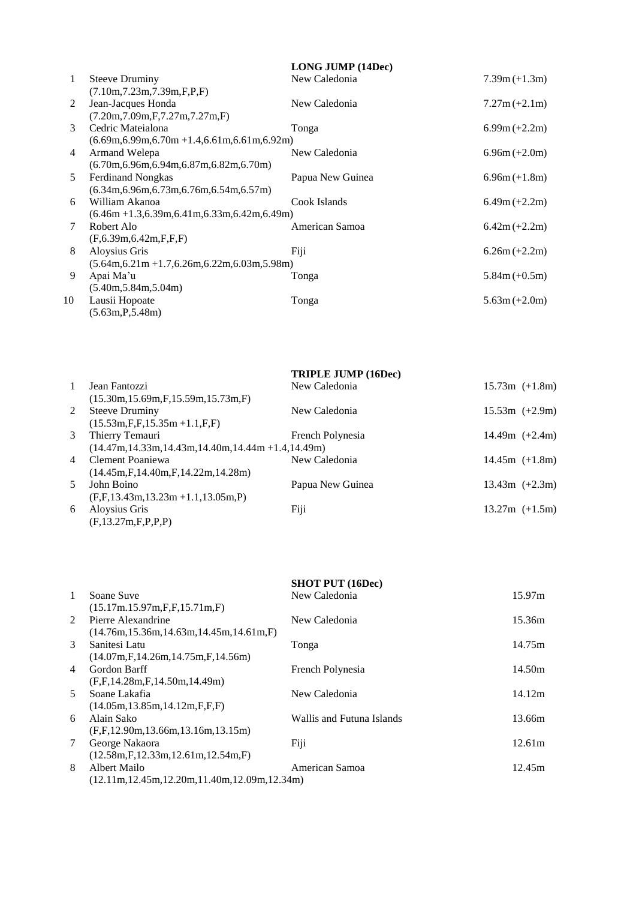## LONG JUMP (14Dec)

| Place | Athlete | Country | Result |
|---|---|---|---|
| 1 | Steeve Druminy<br>(7.10m,7.23m,7.39m,F,P,F) | New Caledonia | 7.39m (+1.3m) |
| 2 | Jean-Jacques Honda<br>(7.20m,7.09m,F,7.27m,7.27m,F) | New Caledonia | 7.27m (+2.1m) |
| 3 | Cedric Mateialona<br>(6.69m,6.99m,6.70m +1.4,6.61m,6.61m,6.92m) | Tonga | 6.99m (+2.2m) |
| 4 | Armand Welepa<br>(6.70m,6.96m,6.94m,6.87m,6.82m,6.70m) | New Caledonia | 6.96m (+2.0m) |
| 5 | Ferdinand Nongkas<br>(6.34m,6.96m,6.73m,6.76m,6.54m,6.57m) | Papua New Guinea | 6.96m (+1.8m) |
| 6 | William Akanoa<br>(6.46m +1.3,6.39m,6.41m,6.33m,6.42m,6.49m) | Cook Islands | 6.49m (+2.2m) |
| 7 | Robert Alo<br>(F,6.39m,6.42m,F,F,F) | American Samoa | 6.42m (+2.2m) |
| 8 | Aloysius Gris<br>(5.64m,6.21m +1.7,6.26m,6.22m,6.03m,5.98m) | Fiji | 6.26m (+2.2m) |
| 9 | Apai Ma'u<br>(5.40m,5.84m,5.04m) | Tonga | 5.84m (+0.5m) |
| 10 | Lausii Hopoate<br>(5.63m,P,5.48m) | Tonga | 5.63m (+2.0m) |

## TRIPLE JUMP (16Dec)

| Place | Athlete | Country | Result |
|---|---|---|---|
| 1 | Jean Fantozzi<br>(15.30m,15.69m,F,15.59m,15.73m,F) | New Caledonia | 15.73m (+1.8m) |
| 2 | Steeve Druminy<br>(15.53m,F,F,15.35m +1.1,F,F) | New Caledonia | 15.53m (+2.9m) |
| 3 | Thierry Temauri<br>(14.47m,14.33m,14.43m,14.40m,14.44m +1.4,14.49m) | French Polynesia | 14.49m (+2.4m) |
| 4 | Clement Poaniewa<br>(14.45m,F,14.40m,F,14.22m,14.28m) | New Caledonia | 14.45m (+1.8m) |
| 5 | John Boino<br>(F,F,13.43m,13.23m +1.1,13.05m,P) | Papua New Guinea | 13.43m (+2.3m) |
| 6 | Aloysius Gris<br>(F,13.27m,F,P,P,P) | Fiji | 13.27m (+1.5m) |

## SHOT PUT (16Dec)

| Place | Athlete | Country | Result |
|---|---|---|---|
| 1 | Soane Suve<br>(15.17m.15.97m,F,F,15.71m,F) | New Caledonia | 15.97m |
| 2 | Pierre Alexandrine<br>(14.76m,15.36m,14.63m,14.45m,14.61m,F) | New Caledonia | 15.36m |
| 3 | Sanitesi Latu<br>(14.07m,F,14.26m,14.75m,F,14.56m) | Tonga | 14.75m |
| 4 | Gordon Barff<br>(F,F,14.28m,F,14.50m,14.49m) | French Polynesia | 14.50m |
| 5 | Soane Lakafia<br>(14.05m,13.85m,14.12m,F,F,F) | New Caledonia | 14.12m |
| 6 | Alain Sako<br>(F,F,12.90m,13.66m,13.16m,13.15m) | Wallis and Futuna Islands | 13.66m |
| 7 | George Nakaora<br>(12.58m,F,12.33m,12.61m,12.54m,F) | Fiji | 12.61m |
| 8 | Albert Mailo<br>(12.11m,12.45m,12.20m,11.40m,12.09m,12.34m) | American Samoa | 12.45m |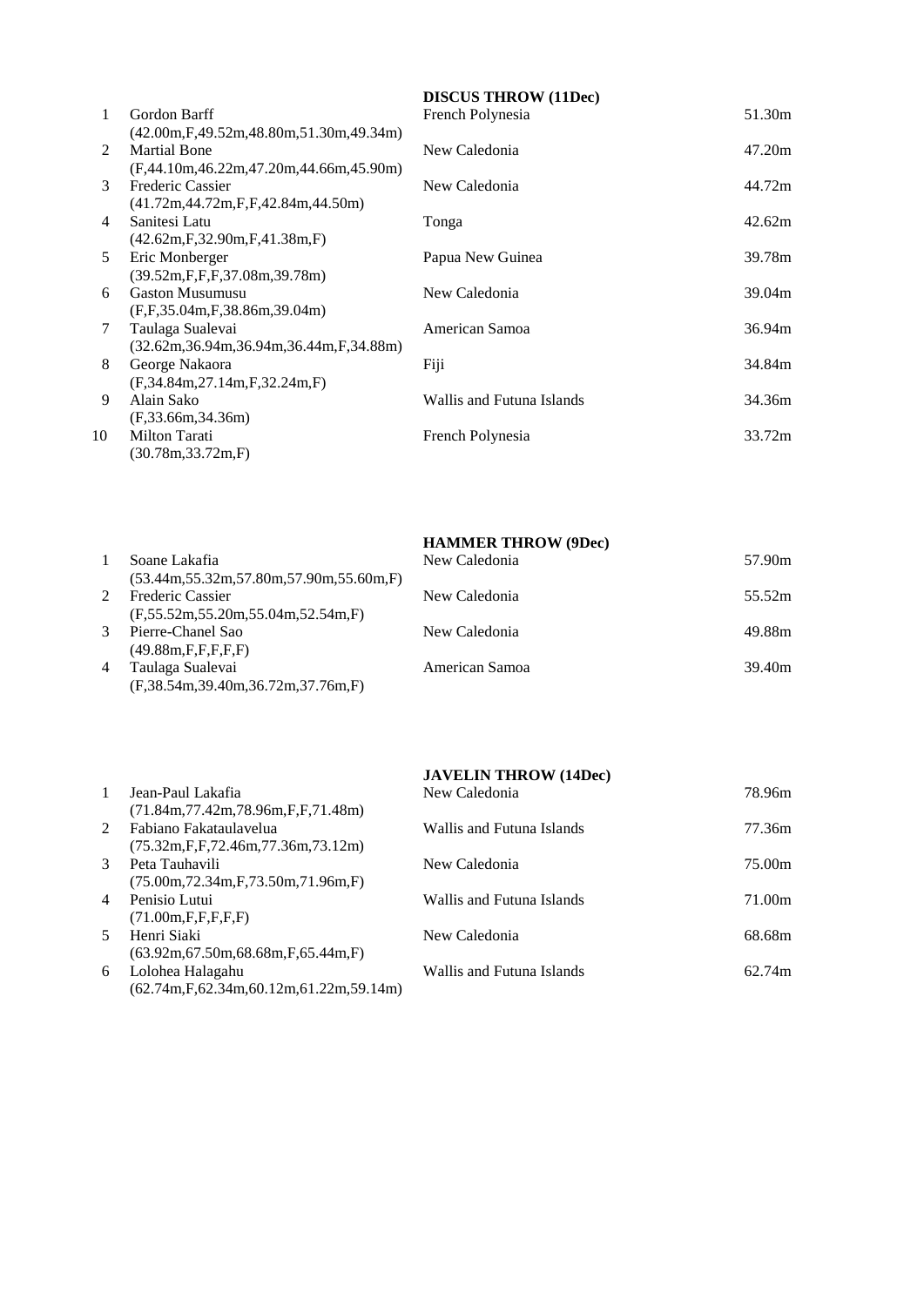**DISCUS THROW (11Dec)**

| Rank | Athlete | Country | Result |
|---|---|---|---|
| 1 | Gordon Barff (42.00m,F,49.52m,48.80m,51.30m,49.34m) | French Polynesia | 51.30m |
| 2 | Martial Bone (F,44.10m,46.22m,47.20m,44.66m,45.90m) | New Caledonia | 47.20m |
| 3 | Frederic Cassier (41.72m,44.72m,F,F,42.84m,44.50m) | New Caledonia | 44.72m |
| 4 | Sanitesi Latu (42.62m,F,32.90m,F,41.38m,F) | Tonga | 42.62m |
| 5 | Eric Monberger (39.52m,F,F,F,37.08m,39.78m) | Papua New Guinea | 39.78m |
| 6 | Gaston Musumusu (F,F,35.04m,F,38.86m,39.04m) | New Caledonia | 39.04m |
| 7 | Taulaga Sualevai (32.62m,36.94m,36.94m,36.44m,F,34.88m) | American Samoa | 36.94m |
| 8 | George Nakaora (F,34.84m,27.14m,F,32.24m,F) | Fiji | 34.84m |
| 9 | Alain Sako (F,33.66m,34.36m) | Wallis and Futuna Islands | 34.36m |
| 10 | Milton Tarati (30.78m,33.72m,F) | French Polynesia | 33.72m |

**HAMMER THROW (9Dec)**

| Rank | Athlete | Country | Result |
|---|---|---|---|
| 1 | Soane Lakafia (53.44m,55.32m,57.80m,57.90m,55.60m,F) | New Caledonia | 57.90m |
| 2 | Frederic Cassier (F,55.52m,55.20m,55.04m,52.54m,F) | New Caledonia | 55.52m |
| 3 | Pierre-Chanel Sao (49.88m,F,F,F,F,F) | New Caledonia | 49.88m |
| 4 | Taulaga Sualevai (F,38.54m,39.40m,36.72m,37.76m,F) | American Samoa | 39.40m |

**JAVELIN THROW (14Dec)**

| Rank | Athlete | Country | Result |
|---|---|---|---|
| 1 | Jean-Paul Lakafia (71.84m,77.42m,78.96m,F,F,71.48m) | New Caledonia | 78.96m |
| 2 | Fabiano Fakataulavelua (75.32m,F,F,72.46m,77.36m,73.12m) | Wallis and Futuna Islands | 77.36m |
| 3 | Peta Tauhavili (75.00m,72.34m,F,73.50m,71.96m,F) | New Caledonia | 75.00m |
| 4 | Penisio Lutui (71.00m,F,F,F,F,F) | Wallis and Futuna Islands | 71.00m |
| 5 | Henri Siaki (63.92m,67.50m,68.68m,F,65.44m,F) | New Caledonia | 68.68m |
| 6 | Lolohea Halagahu (62.74m,F,62.34m,60.12m,61.22m,59.14m) | Wallis and Futuna Islands | 62.74m |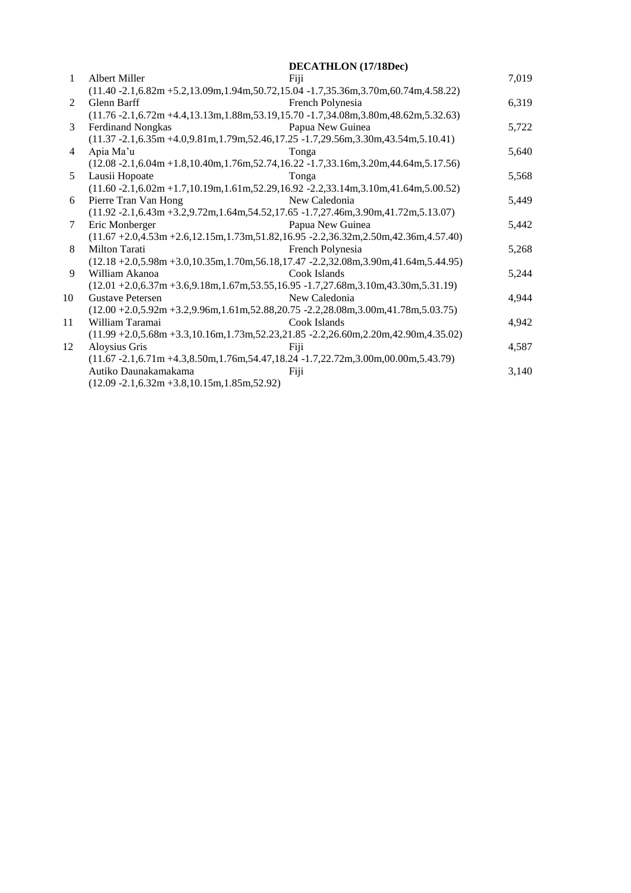**DECATHLON (17/18Dec)**

| | | | |
|---|---|---|---|
| 1 | Albert Miller | Fiji | 7,019 |
| | (11.40 -2.1,6.82m +5.2,13.09m,1.94m,50.72,15.04 -1.7,35.36m,3.70m,60.74m,4.58.22) | | |
| 2 | Glenn Barff | French Polynesia | 6,319 |
| | (11.76 -2.1,6.72m +4.4,13.13m,1.88m,53.19,15.70 -1.7,34.08m,3.80m,48.62m,5.32.63) | | |
| 3 | Ferdinand Nongkas | Papua New Guinea | 5,722 |
| | (11.37 -2.1,6.35m +4.0,9.81m,1.79m,52.46,17.25 -1.7,29.56m,3.30m,43.54m,5.10.41) | | |
| 4 | Apia Ma'u | Tonga | 5,640 |
| | (12.08 -2.1,6.04m +1.8,10.40m,1.76m,52.74,16.22 -1.7,33.16m,3.20m,44.64m,5.17.56) | | |
| 5 | Lausii Hopoate | Tonga | 5,568 |
| | (11.60 -2.1,6.02m +1.7,10.19m,1.61m,52.29,16.92 -2.2,33.14m,3.10m,41.64m,5.00.52) | | |
| 6 | Pierre Tran Van Hong | New Caledonia | 5,449 |
| | (11.92 -2.1,6.43m +3.2,9.72m,1.64m,54.52,17.65 -1.7,27.46m,3.90m,41.72m,5.13.07) | | |
| 7 | Eric Monberger | Papua New Guinea | 5,442 |
| | (11.67 +2.0,4.53m +2.6,12.15m,1.73m,51.82,16.95 -2.2,36.32m,2.50m,42.36m,4.57.40) | | |
| 8 | Milton Tarati | French Polynesia | 5,268 |
| | (12.18 +2.0,5.98m +3.0,10.35m,1.70m,56.18,17.47 -2.2,32.08m,3.90m,41.64m,5.44.95) | | |
| 9 | William Akanoa | Cook Islands | 5,244 |
| | (12.01 +2.0,6.37m +3.6,9.18m,1.67m,53.55,16.95 -1.7,27.68m,3.10m,43.30m,5.31.19) | | |
| 10 | Gustave Petersen | New Caledonia | 4,944 |
| | (12.00 +2.0,5.92m +3.2,9.96m,1.61m,52.88,20.75 -2.2,28.08m,3.00m,41.78m,5.03.75) | | |
| 11 | William Taramai | Cook Islands | 4,942 |
| | (11.99 +2.0,5.68m +3.3,10.16m,1.73m,52.23,21.85 -2.2,26.60m,2.20m,42.90m,4.35.02) | | |
| 12 | Aloysius Gris | Fiji | 4,587 |
| | (11.67 -2.1,6.71m +4.3,8.50m,1.76m,54.47,18.24 -1.7,22.72m,3.00m,00.00m,5.43.79) | | |
| | Autiko Daunakamakama | Fiji | 3,140 |
| | (12.09 -2.1,6.32m +3.8,10.15m,1.85m,52.92) | | |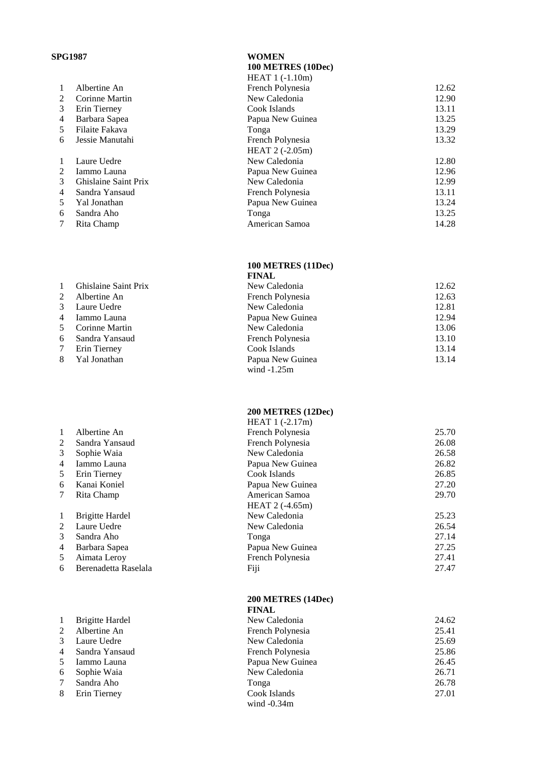**SPG1987**

**WOMEN**

**100 METRES (10Dec)**

HEAT 1 (-1.10m)

| | | | |
|---|---|---|---|
| 1 | Albertine An | French Polynesia | 12.62 |
| 2 | Corinne Martin | New Caledonia | 12.90 |
| 3 | Erin Tierney | Cook Islands | 13.11 |
| 4 | Barbara Sapea | Papua New Guinea | 13.25 |
| 5 | Filaite Fakava | Tonga | 13.29 |
| 6 | Jessie Manutahi | French Polynesia | 13.32 |

HEAT 2 (-2.05m)

| | | | |
|---|---|---|---|
| 1 | Laure Uedre | New Caledonia | 12.80 |
| 2 | Iammo Launa | Papua New Guinea | 12.96 |
| 3 | Ghislaine Saint Prix | New Caledonia | 12.99 |
| 4 | Sandra Yansaud | French Polynesia | 13.11 |
| 5 | Yal Jonathan | Papua New Guinea | 13.24 |
| 6 | Sandra Aho | Tonga | 13.25 |
| 7 | Rita Champ | American Samoa | 14.28 |

**100 METRES (11Dec)**

**FINAL**

| | | | |
|---|---|---|---|
| 1 | Ghislaine Saint Prix | New Caledonia | 12.62 |
| 2 | Albertine An | French Polynesia | 12.63 |
| 3 | Laure Uedre | New Caledonia | 12.81 |
| 4 | Iammo Launa | Papua New Guinea | 12.94 |
| 5 | Corinne Martin | New Caledonia | 13.06 |
| 6 | Sandra Yansaud | French Polynesia | 13.10 |
| 7 | Erin Tierney | Cook Islands | 13.14 |
| 8 | Yal Jonathan | Papua New Guinea | 13.14 |

wind -1.25m

**200 METRES (12Dec)**

HEAT 1 (-2.17m)

| | | | |
|---|---|---|---|
| 1 | Albertine An | French Polynesia | 25.70 |
| 2 | Sandra Yansaud | French Polynesia | 26.08 |
| 3 | Sophie Waia | New Caledonia | 26.58 |
| 4 | Iammo Launa | Papua New Guinea | 26.82 |
| 5 | Erin Tierney | Cook Islands | 26.85 |
| 6 | Kanai Koniel | Papua New Guinea | 27.20 |
| 7 | Rita Champ | American Samoa | 29.70 |

HEAT 2 (-4.65m)

| | | | |
|---|---|---|---|
| 1 | Brigitte Hardel | New Caledonia | 25.23 |
| 2 | Laure Uedre | New Caledonia | 26.54 |
| 3 | Sandra Aho | Tonga | 27.14 |
| 4 | Barbara Sapea | Papua New Guinea | 27.25 |
| 5 | Aimata Leroy | French Polynesia | 27.41 |
| 6 | Berenadetta Raselala | Fiji | 27.47 |

**200 METRES (14Dec)**

**FINAL**

| | | | |
|---|---|---|---|
| 1 | Brigitte Hardel | New Caledonia | 24.62 |
| 2 | Albertine An | French Polynesia | 25.41 |
| 3 | Laure Uedre | New Caledonia | 25.69 |
| 4 | Sandra Yansaud | French Polynesia | 25.86 |
| 5 | Iammo Launa | Papua New Guinea | 26.45 |
| 6 | Sophie Waia | New Caledonia | 26.71 |
| 7 | Sandra Aho | Tonga | 26.78 |
| 8 | Erin Tierney | Cook Islands | 27.01 |

wind -0.34m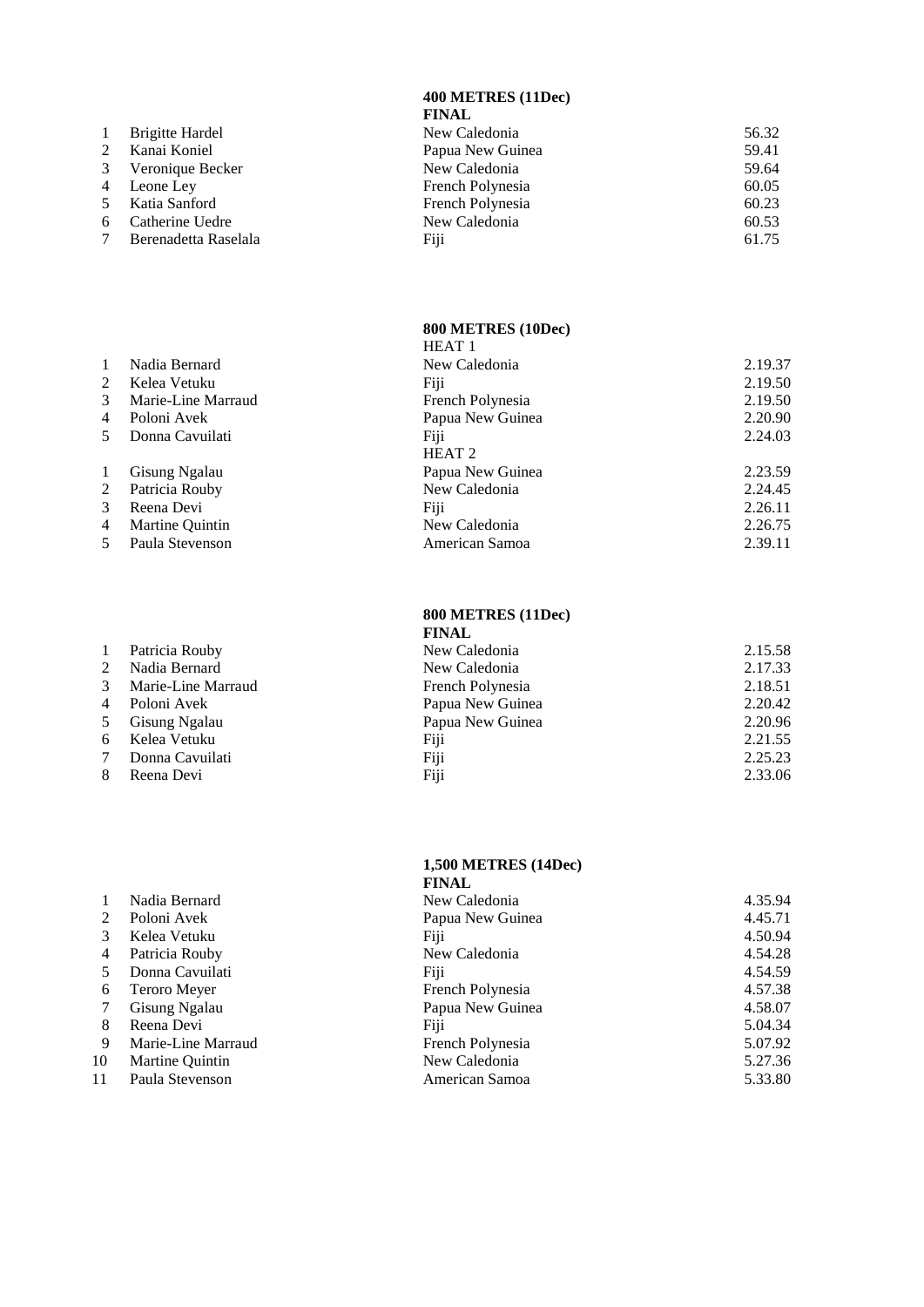## 400 METRES (11Dec)

**FINAL**

| | | | |
|---|---|---|---|
| 1 | Brigitte Hardel | New Caledonia | 56.32 |
| 2 | Kanai Koniel | Papua New Guinea | 59.41 |
| 3 | Veronique Becker | New Caledonia | 59.64 |
| 4 | Leone Ley | French Polynesia | 60.05 |
| 5 | Katia Sanford | French Polynesia | 60.23 |
| 6 | Catherine Uedre | New Caledonia | 60.53 |
| 7 | Berenadetta Raselala | Fiji | 61.75 |

## 800 METRES (10Dec)

HEAT 1

| | | | |
|---|---|---|---|
| 1 | Nadia Bernard | New Caledonia | 2.19.37 |
| 2 | Kelea Vetuku | Fiji | 2.19.50 |
| 3 | Marie-Line Marraud | French Polynesia | 2.19.50 |
| 4 | Poloni Avek | Papua New Guinea | 2.20.90 |
| 5 | Donna Cavuilati | Fiji | 2.24.03 |

HEAT 2

| | | | |
|---|---|---|---|
| 1 | Gisung Ngalau | Papua New Guinea | 2.23.59 |
| 2 | Patricia Rouby | New Caledonia | 2.24.45 |
| 3 | Reena Devi | Fiji | 2.26.11 |
| 4 | Martine Quintin | New Caledonia | 2.26.75 |
| 5 | Paula Stevenson | American Samoa | 2.39.11 |

## 800 METRES (11Dec)

**FINAL**

| | | | |
|---|---|---|---|
| 1 | Patricia Rouby | New Caledonia | 2.15.58 |
| 2 | Nadia Bernard | New Caledonia | 2.17.33 |
| 3 | Marie-Line Marraud | French Polynesia | 2.18.51 |
| 4 | Poloni Avek | Papua New Guinea | 2.20.42 |
| 5 | Gisung Ngalau | Papua New Guinea | 2.20.96 |
| 6 | Kelea Vetuku | Fiji | 2.21.55 |
| 7 | Donna Cavuilati | Fiji | 2.25.23 |
| 8 | Reena Devi | Fiji | 2.33.06 |

## 1,500 METRES (14Dec)

**FINAL**

| | | | |
|---|---|---|---|
| 1 | Nadia Bernard | New Caledonia | 4.35.94 |
| 2 | Poloni Avek | Papua New Guinea | 4.45.71 |
| 3 | Kelea Vetuku | Fiji | 4.50.94 |
| 4 | Patricia Rouby | New Caledonia | 4.54.28 |
| 5 | Donna Cavuilati | Fiji | 4.54.59 |
| 6 | Teroro Meyer | French Polynesia | 4.57.38 |
| 7 | Gisung Ngalau | Papua New Guinea | 4.58.07 |
| 8 | Reena Devi | Fiji | 5.04.34 |
| 9 | Marie-Line Marraud | French Polynesia | 5.07.92 |
| 10 | Martine Quintin | New Caledonia | 5.27.36 |
| 11 | Paula Stevenson | American Samoa | 5.33.80 |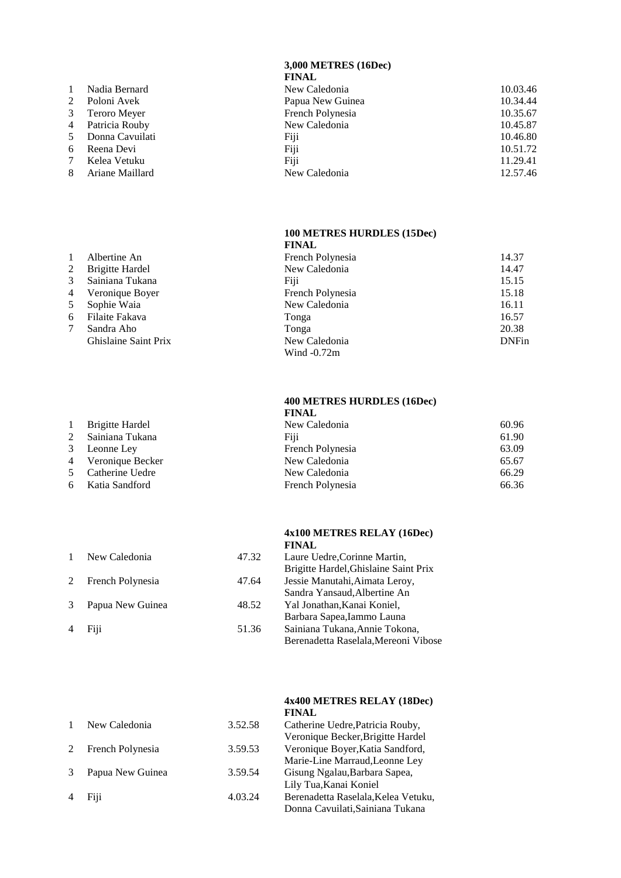### 3,000 METRES (16Dec)
**FINAL**

| | | | |
|---|---|---|---|
| 1 | Nadia Bernard | New Caledonia | 10.03.46 |
| 2 | Poloni Avek | Papua New Guinea | 10.34.44 |
| 3 | Teroro Meyer | French Polynesia | 10.35.67 |
| 4 | Patricia Rouby | New Caledonia | 10.45.87 |
| 5 | Donna Cavuilati | Fiji | 10.46.80 |
| 6 | Reena Devi | Fiji | 10.51.72 |
| 7 | Kelea Vetuku | Fiji | 11.29.41 |
| 8 | Ariane Maillard | New Caledonia | 12.57.46 |

### 100 METRES HURDLES (15Dec)
**FINAL**

| | | | |
|---|---|---|---|
| 1 | Albertine An | French Polynesia | 14.37 |
| 2 | Brigitte Hardel | New Caledonia | 14.47 |
| 3 | Sainiana Tukana | Fiji | 15.15 |
| 4 | Veronique Boyer | French Polynesia | 15.18 |
| 5 | Sophie Waia | New Caledonia | 16.11 |
| 6 | Filaite Fakava | Tonga | 16.57 |
| 7 | Sandra Aho | Tonga | 20.38 |
| | Ghislaine Saint Prix | New Caledonia | DNFin |

Wind -0.72m

### 400 METRES HURDLES (16Dec)
**FINAL**

| | | | |
|---|---|---|---|
| 1 | Brigitte Hardel | New Caledonia | 60.96 |
| 2 | Sainiana Tukana | Fiji | 61.90 |
| 3 | Leonne Ley | French Polynesia | 63.09 |
| 4 | Veronique Becker | New Caledonia | 65.67 |
| 5 | Catherine Uedre | New Caledonia | 66.29 |
| 6 | Katia Sandford | French Polynesia | 66.36 |

### 4x100 METRES RELAY (16Dec)
**FINAL**

| | | | |
|---|---|---|---|
| 1 | New Caledonia | 47.32 | Laure Uedre,Corinne Martin, Brigitte Hardel,Ghislaine Saint Prix |
| 2 | French Polynesia | 47.64 | Jessie Manutahi,Aimata Leroy, Sandra Yansaud,Albertine An |
| 3 | Papua New Guinea | 48.52 | Yal Jonathan,Kanai Koniel, Barbara Sapea,Iammo Launa |
| 4 | Fiji | 51.36 | Sainiana Tukana,Annie Tokona, Berenadetta Raselala,Mereoni Vibose |

### 4x400 METRES RELAY (18Dec)
**FINAL**

| | | | |
|---|---|---|---|
| 1 | New Caledonia | 3.52.58 | Catherine Uedre,Patricia Rouby, Veronique Becker,Brigitte Hardel |
| 2 | French Polynesia | 3.59.53 | Veronique Boyer,Katia Sandford, Marie-Line Marraud,Leonne Ley |
| 3 | Papua New Guinea | 3.59.54 | Gisung Ngalau,Barbara Sapea, Lily Tua,Kanai Koniel |
| 4 | Fiji | 4.03.24 | Berenadetta Raselala,Kelea Vetuku, Donna Cavuilati,Sainiana Tukana |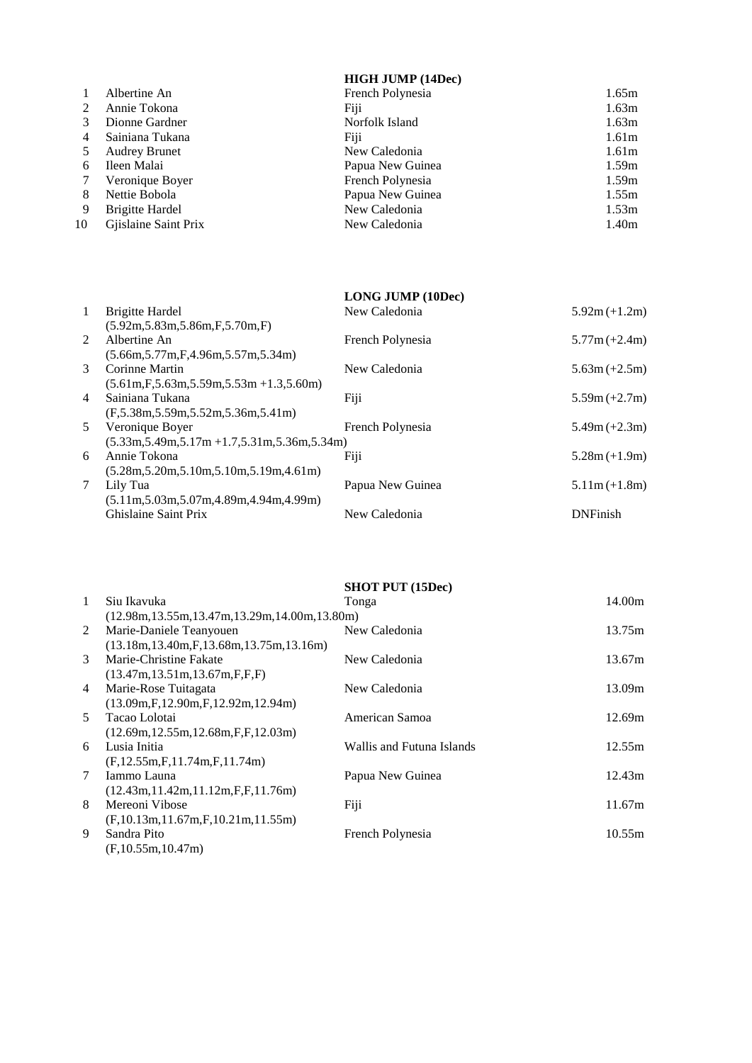## HIGH JUMP (14Dec)

| | | | |
|---|---|---|---|
| 1 | Albertine An | French Polynesia | 1.65m |
| 2 | Annie Tokona | Fiji | 1.63m |
| 3 | Dionne Gardner | Norfolk Island | 1.63m |
| 4 | Sainiana Tukana | Fiji | 1.61m |
| 5 | Audrey Brunet | New Caledonia | 1.61m |
| 6 | Ileen Malai | Papua New Guinea | 1.59m |
| 7 | Veronique Boyer | French Polynesia | 1.59m |
| 8 | Nettie Bobola | Papua New Guinea | 1.55m |
| 9 | Brigitte Hardel | New Caledonia | 1.53m |
| 10 | Gjislaine Saint Prix | New Caledonia | 1.40m |

## LONG JUMP (10Dec)

| | | | |
|---|---|---|---|
| 1 | Brigitte Hardel (5.92m,5.83m,5.86m,F,5.70m,F) | New Caledonia | 5.92m (+1.2m) |
| 2 | Albertine An (5.66m,5.77m,F,4.96m,5.57m,5.34m) | French Polynesia | 5.77m (+2.4m) |
| 3 | Corinne Martin (5.61m,F,5.63m,5.59m,5.53m +1.3,5.60m) | New Caledonia | 5.63m (+2.5m) |
| 4 | Sainiana Tukana (F,5.38m,5.59m,5.52m,5.36m,5.41m) | Fiji | 5.59m (+2.7m) |
| 5 | Veronique Boyer (5.33m,5.49m,5.17m +1.7,5.31m,5.36m,5.34m) | French Polynesia | 5.49m (+2.3m) |
| 6 | Annie Tokona (5.28m,5.20m,5.10m,5.10m,5.19m,4.61m) | Fiji | 5.28m (+1.9m) |
| 7 | Lily Tua (5.11m,5.03m,5.07m,4.89m,4.94m,4.99m) | Papua New Guinea | 5.11m (+1.8m) |
| | Ghislaine Saint Prix | New Caledonia | DNFinish |

## SHOT PUT (15Dec)

| | | | |
|---|---|---|---|
| 1 | Siu Ikavuka (12.98m,13.55m,13.47m,13.29m,14.00m,13.80m) | Tonga | 14.00m |
| 2 | Marie-Daniele Teanyouen (13.18m,13.40m,F,13.68m,13.75m,13.16m) | New Caledonia | 13.75m |
| 3 | Marie-Christine Fakate (13.47m,13.51m,13.67m,F,F,F) | New Caledonia | 13.67m |
| 4 | Marie-Rose Tuitagata (13.09m,F,12.90m,F,12.92m,12.94m) | New Caledonia | 13.09m |
| 5 | Tacao Lolotai (12.69m,12.55m,12.68m,F,F,12.03m) | American Samoa | 12.69m |
| 6 | Lusia Initia (F,12.55m,F,11.74m,F,11.74m) | Wallis and Futuna Islands | 12.55m |
| 7 | Iammo Launa (12.43m,11.42m,11.12m,F,F,11.76m) | Papua New Guinea | 12.43m |
| 8 | Mereoni Vibose (F,10.13m,11.67m,F,10.21m,11.55m) | Fiji | 11.67m |
| 9 | Sandra Pito (F,10.55m,10.47m) | French Polynesia | 10.55m |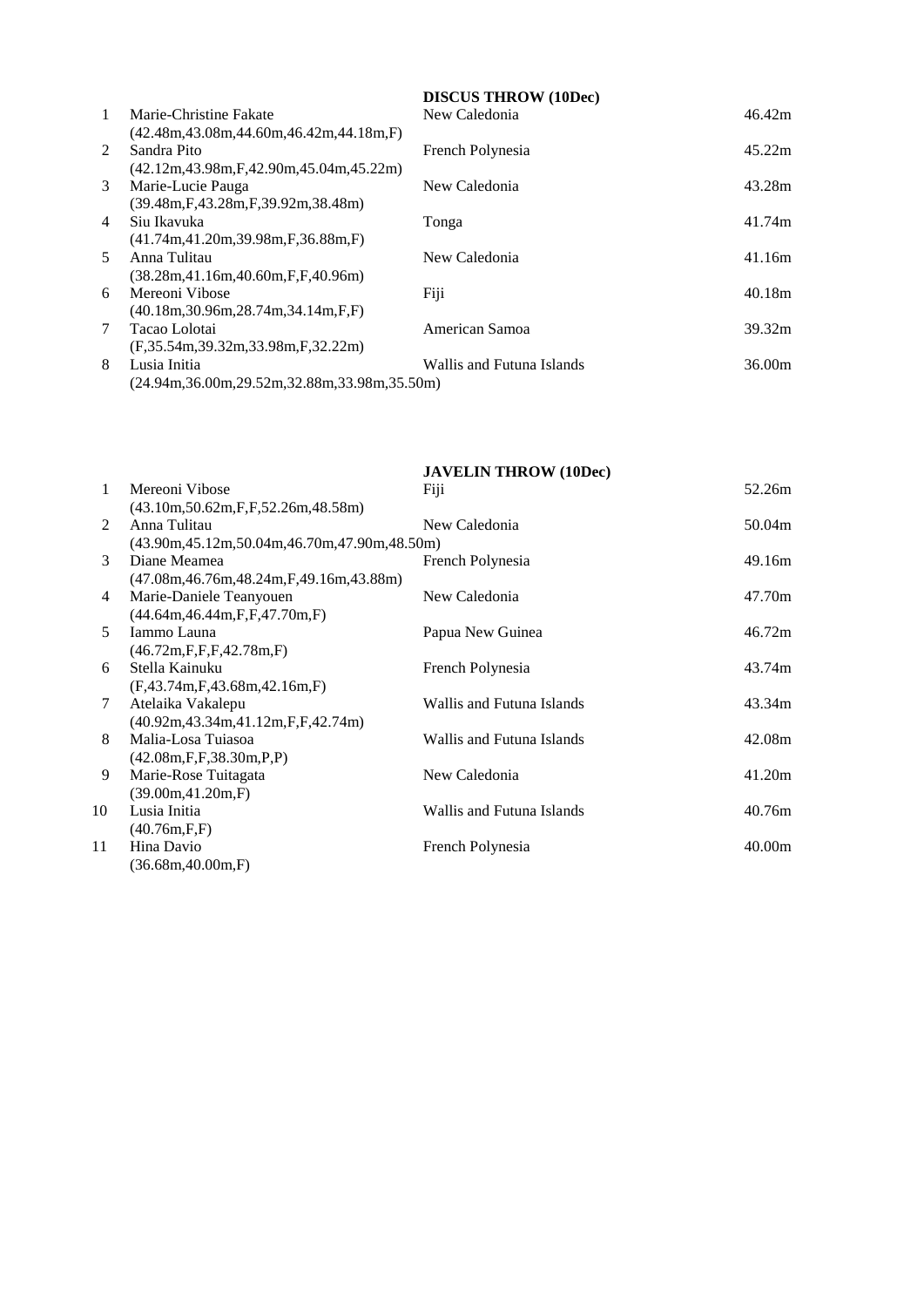## DISCUS THROW (10Dec)

| | Name | Country | Mark |
|---|---|---|---|
| 1 | Marie-Christine Fakate<br>(42.48m,43.08m,44.60m,46.42m,44.18m,F) | New Caledonia | 46.42m |
| 2 | Sandra Pito<br>(42.12m,43.98m,F,42.90m,45.04m,45.22m) | French Polynesia | 45.22m |
| 3 | Marie-Lucie Pauga<br>(39.48m,F,43.28m,F,39.92m,38.48m) | New Caledonia | 43.28m |
| 4 | Siu Ikavuka<br>(41.74m,41.20m,39.98m,F,36.88m,F) | Tonga | 41.74m |
| 5 | Anna Tulitau<br>(38.28m,41.16m,40.60m,F,F,40.96m) | New Caledonia | 41.16m |
| 6 | Mereoni Vibose<br>(40.18m,30.96m,28.74m,34.14m,F,F) | Fiji | 40.18m |
| 7 | Tacao Lolotai<br>(F,35.54m,39.32m,33.98m,F,32.22m) | American Samoa | 39.32m |
| 8 | Lusia Initia<br>(24.94m,36.00m,29.52m,32.88m,33.98m,35.50m) | Wallis and Futuna Islands | 36.00m |

## JAVELIN THROW (10Dec)

| | Name | Country | Mark |
|---|---|---|---|
| 1 | Mereoni Vibose<br>(43.10m,50.62m,F,F,52.26m,48.58m) | Fiji | 52.26m |
| 2 | Anna Tulitau<br>(43.90m,45.12m,50.04m,46.70m,47.90m,48.50m) | New Caledonia | 50.04m |
| 3 | Diane Meamea<br>(47.08m,46.76m,48.24m,F,49.16m,43.88m) | French Polynesia | 49.16m |
| 4 | Marie-Daniele Teanyouen<br>(44.64m,46.44m,F,F,47.70m,F) | New Caledonia | 47.70m |
| 5 | Iammo Launa<br>(46.72m,F,F,F,42.78m,F) | Papua New Guinea | 46.72m |
| 6 | Stella Kainuku<br>(F,43.74m,F,43.68m,42.16m,F) | French Polynesia | 43.74m |
| 7 | Atelaika Vakalepu<br>(40.92m,43.34m,41.12m,F,F,42.74m) | Wallis and Futuna Islands | 43.34m |
| 8 | Malia-Losa Tuiasoa<br>(42.08m,F,F,38.30m,P,P) | Wallis and Futuna Islands | 42.08m |
| 9 | Marie-Rose Tuitagata<br>(39.00m,41.20m,F) | New Caledonia | 41.20m |
| 10 | Lusia Initia<br>(40.76m,F,F) | Wallis and Futuna Islands | 40.76m |
| 11 | Hina Davio<br>(36.68m,40.00m,F) | French Polynesia | 40.00m |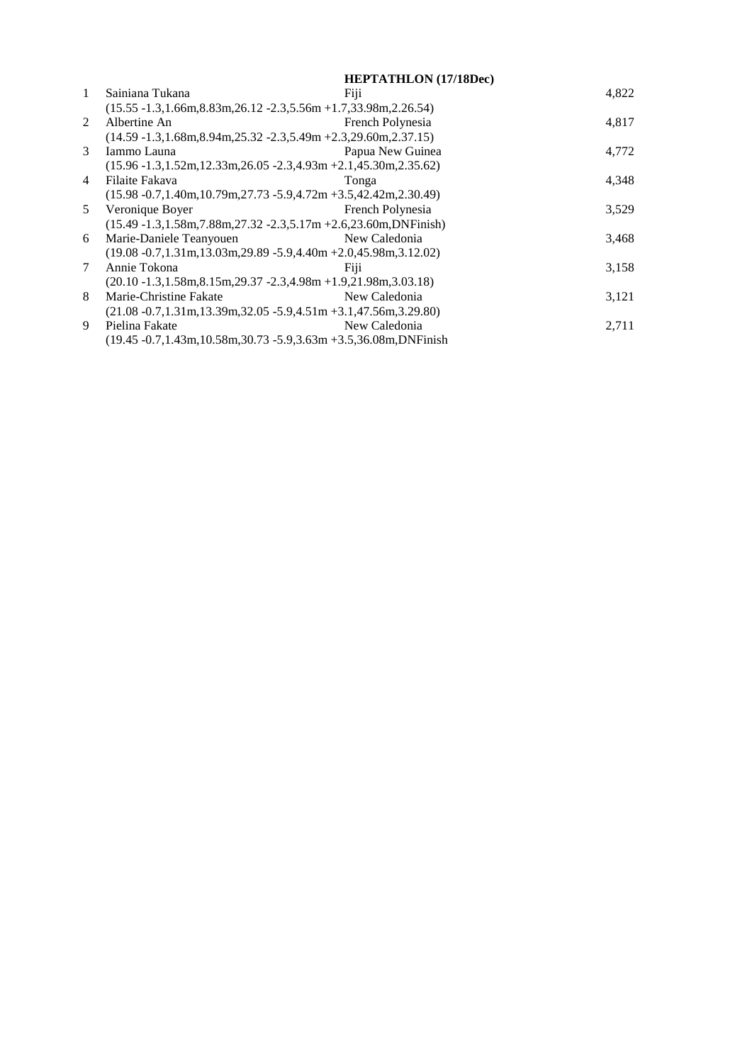**HEPTATHLON (17/18Dec)**

| | | | |
|---|---|---|---|
| 1 | Sainiana Tukana | Fiji | 4,822 |
| | (15.55 -1.3,1.66m,8.83m,26.12 -2.3,5.56m +1.7,33.98m,2.26.54) | | |
| 2 | Albertine An | French Polynesia | 4,817 |
| | (14.59 -1.3,1.68m,8.94m,25.32 -2.3,5.49m +2.3,29.60m,2.37.15) | | |
| 3 | Iammo Launa | Papua New Guinea | 4,772 |
| | (15.96 -1.3,1.52m,12.33m,26.05 -2.3,4.93m +2.1,45.30m,2.35.62) | | |
| 4 | Filaite Fakava | Tonga | 4,348 |
| | (15.98 -0.7,1.40m,10.79m,27.73 -5.9,4.72m +3.5,42.42m,2.30.49) | | |
| 5 | Veronique Boyer | French Polynesia | 3,529 |
| | (15.49 -1.3,1.58m,7.88m,27.32 -2.3,5.17m +2.6,23.60m,DNFinish) | | |
| 6 | Marie-Daniele Teanyouen | New Caledonia | 3,468 |
| | (19.08 -0.7,1.31m,13.03m,29.89 -5.9,4.40m +2.0,45.98m,3.12.02) | | |
| 7 | Annie Tokona | Fiji | 3,158 |
| | (20.10 -1.3,1.58m,8.15m,29.37 -2.3,4.98m +1.9,21.98m,3.03.18) | | |
| 8 | Marie-Christine Fakate | New Caledonia | 3,121 |
| | (21.08 -0.7,1.31m,13.39m,32.05 -5.9,4.51m +3.1,47.56m,3.29.80) | | |
| 9 | Pielina Fakate | New Caledonia | 2,711 |
| | (19.45 -0.7,1.43m,10.58m,30.73 -5.9,3.63m +3.5,36.08m,DNFinish | | |